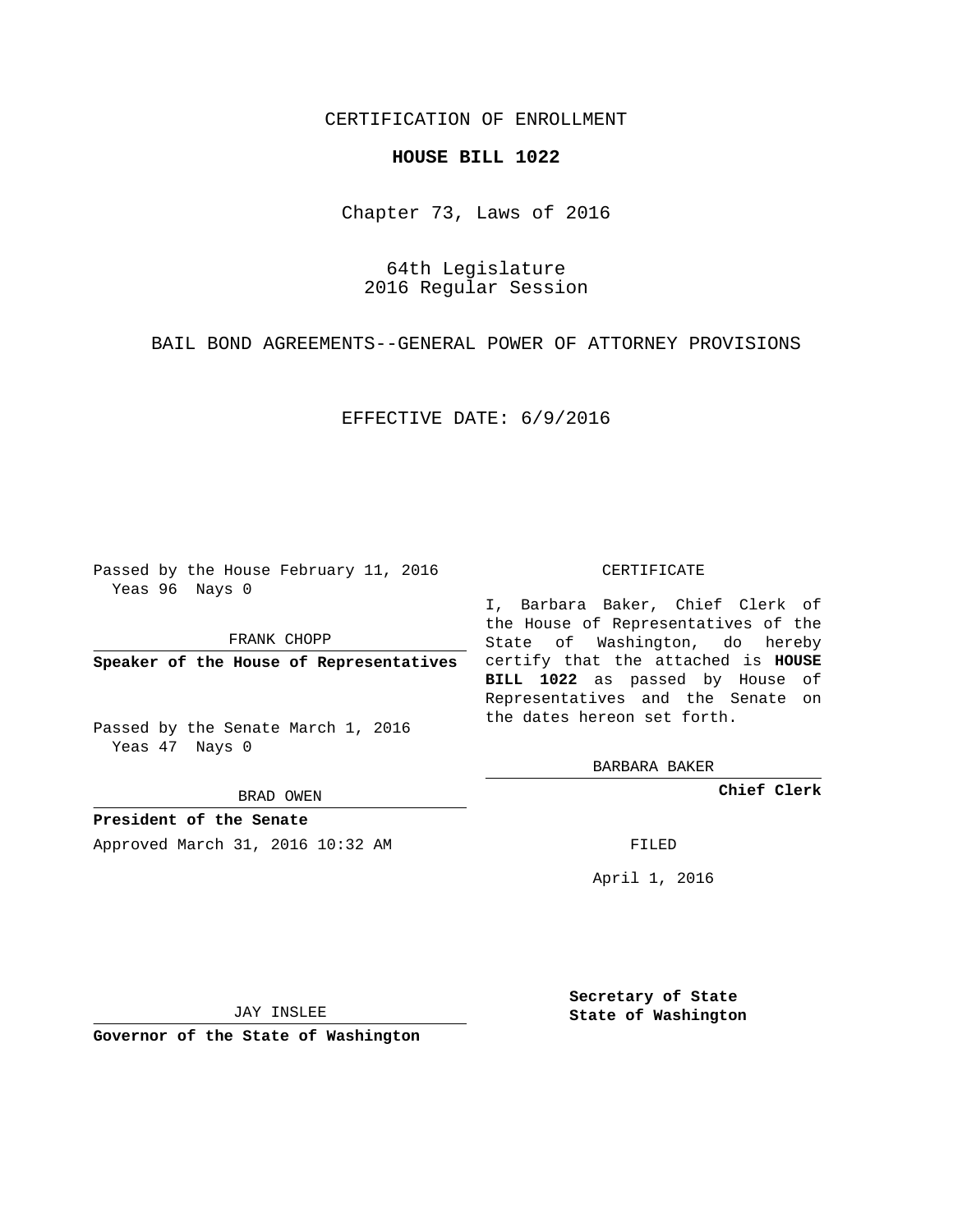CERTIFICATION OF ENROLLMENT

**HOUSE BILL 1022**

Chapter 73, Laws of 2016

64th Legislature
2016 Regular Session

BAIL BOND AGREEMENTS--GENERAL POWER OF ATTORNEY PROVISIONS

EFFECTIVE DATE: 6/9/2016

Passed by the House February 11, 2016
Yeas 96 Nays 0

FRANK CHOPP

**Speaker of the House of Representatives**

Passed by the Senate March 1, 2016
Yeas 47 Nays 0

BRAD OWEN

**President of the Senate**

Approved March 31, 2016 10:32 AM

JAY INSLEE

**Governor of the State of Washington**

CERTIFICATE

I, Barbara Baker, Chief Clerk of the House of Representatives of the State of Washington, do hereby certify that the attached is **HOUSE BILL 1022** as passed by House of Representatives and the Senate on the dates hereon set forth.

BARBARA BAKER

**Chief Clerk**

FILED

April 1, 2016

**Secretary of State**
**State of Washington**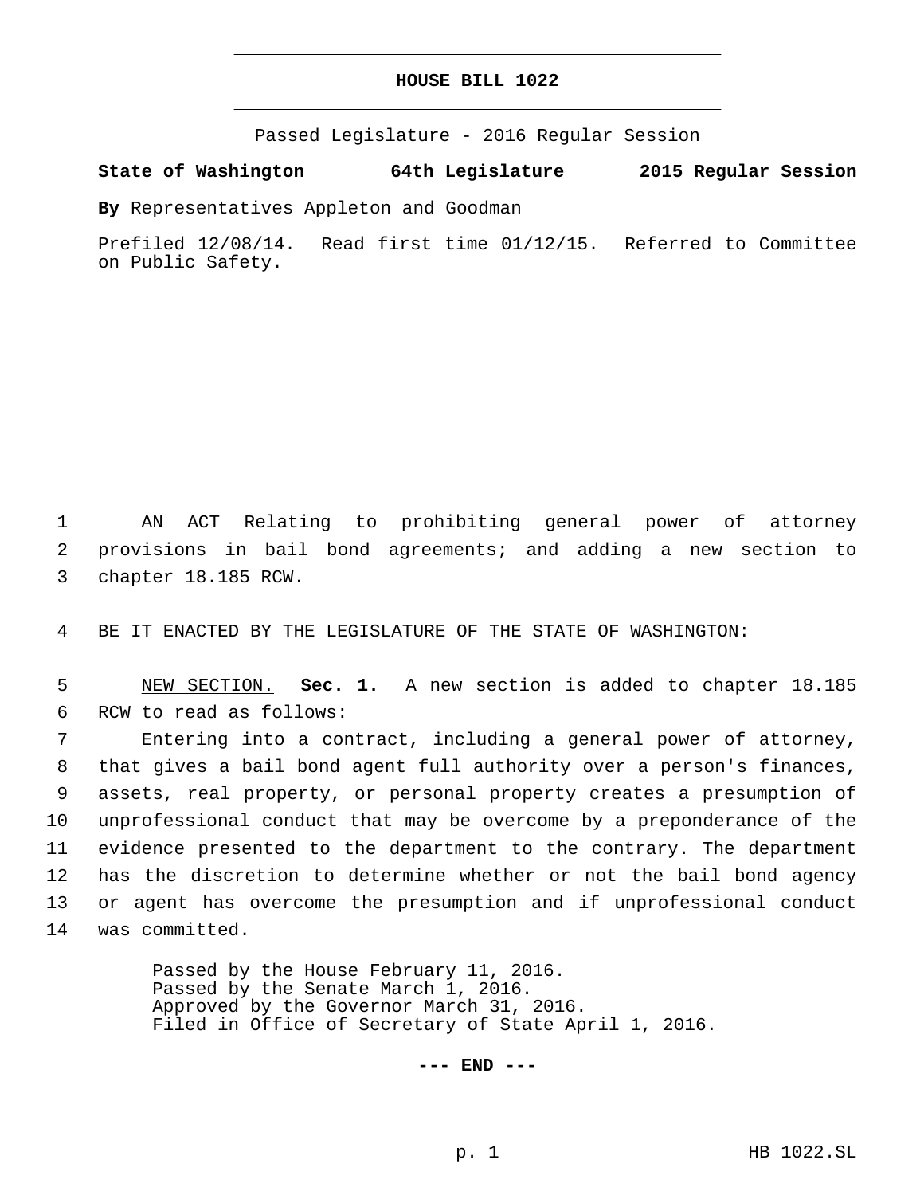# HOUSE BILL 1022

Passed Legislature - 2016 Regular Session

**State of Washington 64th Legislature 2015 Regular Session**

**By** Representatives Appleton and Goodman

Prefiled 12/08/14. Read first time 01/12/15. Referred to Committee on Public Safety.

AN ACT Relating to prohibiting general power of attorney provisions in bail bond agreements; and adding a new section to chapter 18.185 RCW.

BE IT ENACTED BY THE LEGISLATURE OF THE STATE OF WASHINGTON:

NEW SECTION. **Sec. 1.** A new section is added to chapter 18.185 RCW to read as follows:

Entering into a contract, including a general power of attorney, that gives a bail bond agent full authority over a person's finances, assets, real property, or personal property creates a presumption of unprofessional conduct that may be overcome by a preponderance of the evidence presented to the department to the contrary. The department has the discretion to determine whether or not the bail bond agency or agent has overcome the presumption and if unprofessional conduct was committed.

Passed by the House February 11, 2016.
Passed by the Senate March 1, 2016.
Approved by the Governor March 31, 2016.
Filed in Office of Secretary of State April 1, 2016.

**--- END ---**